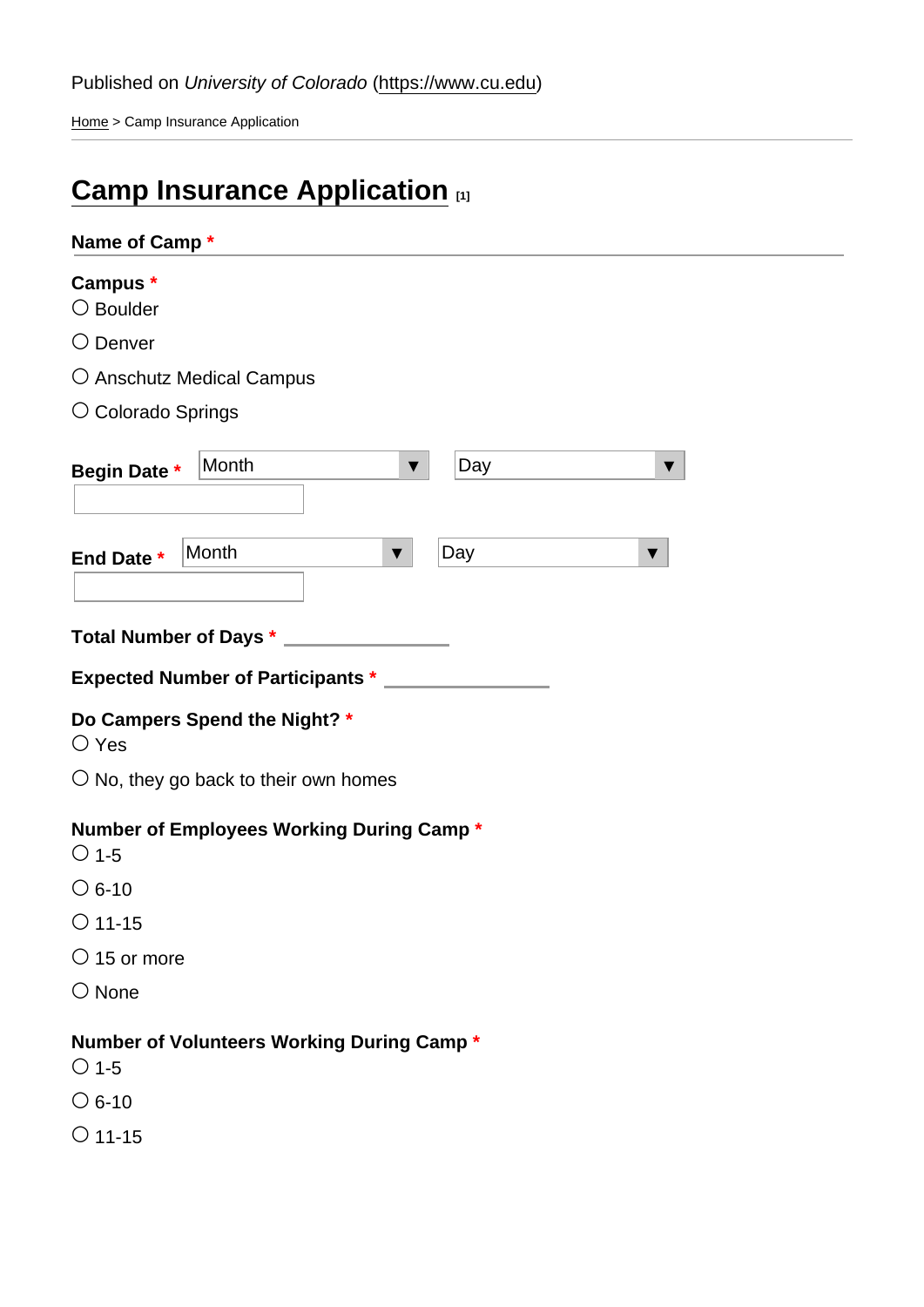Published on *University of Colorado* (https://www.cu.edu)

Home > Camp Insurance Application

# Camp Insurance Application [1]

**Name of Camp** *

**Campus** *

- ○ Boulder
- ○ Denver
- ○ Anschutz Medical Campus
- ○ Colorado Springs

**Begin Date** * Month ▼ Day ▼

**End Date** * Month ▼ Day ▼

**Total Number of Days** *

**Expected Number of Participants** *

**Do Campers Spend the Night?** *

- ○ Yes
- ○ No, they go back to their own homes

**Number of Employees Working During Camp** *

- ○ 1-5
- ○ 6-10
- ○ 11-15
- ○ 15 or more
- ○ None

**Number of Volunteers Working During Camp** *

- ○ 1-5
- ○ 6-10
- ○ 11-15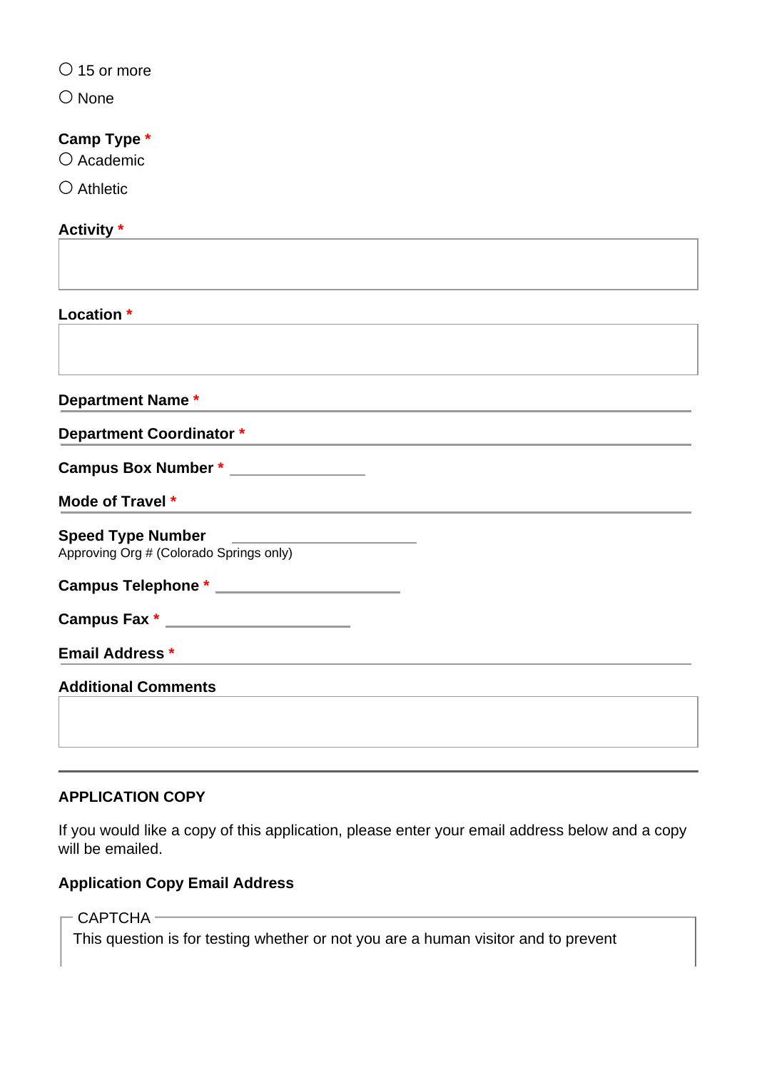- ○ 15 or more
- ○ None

**Camp Type \***

- ○ Academic
- ○ Athletic

**Activity \***

**Location \***

**Department Name \***

**Department Coordinator \***

**Campus Box Number \*** ____________

**Mode of Travel \***

**Speed Type Number** ________________
Approving Org # (Colorado Springs only)

**Campus Telephone \*** ________________

**Campus Fax \*** ________________

**Email Address \***

**Additional Comments**

---

**APPLICATION COPY**

If you would like a copy of this application, please enter your email address below and a copy will be emailed.

**Application Copy Email Address**

CAPTCHA

This question is for testing whether or not you are a human visitor and to prevent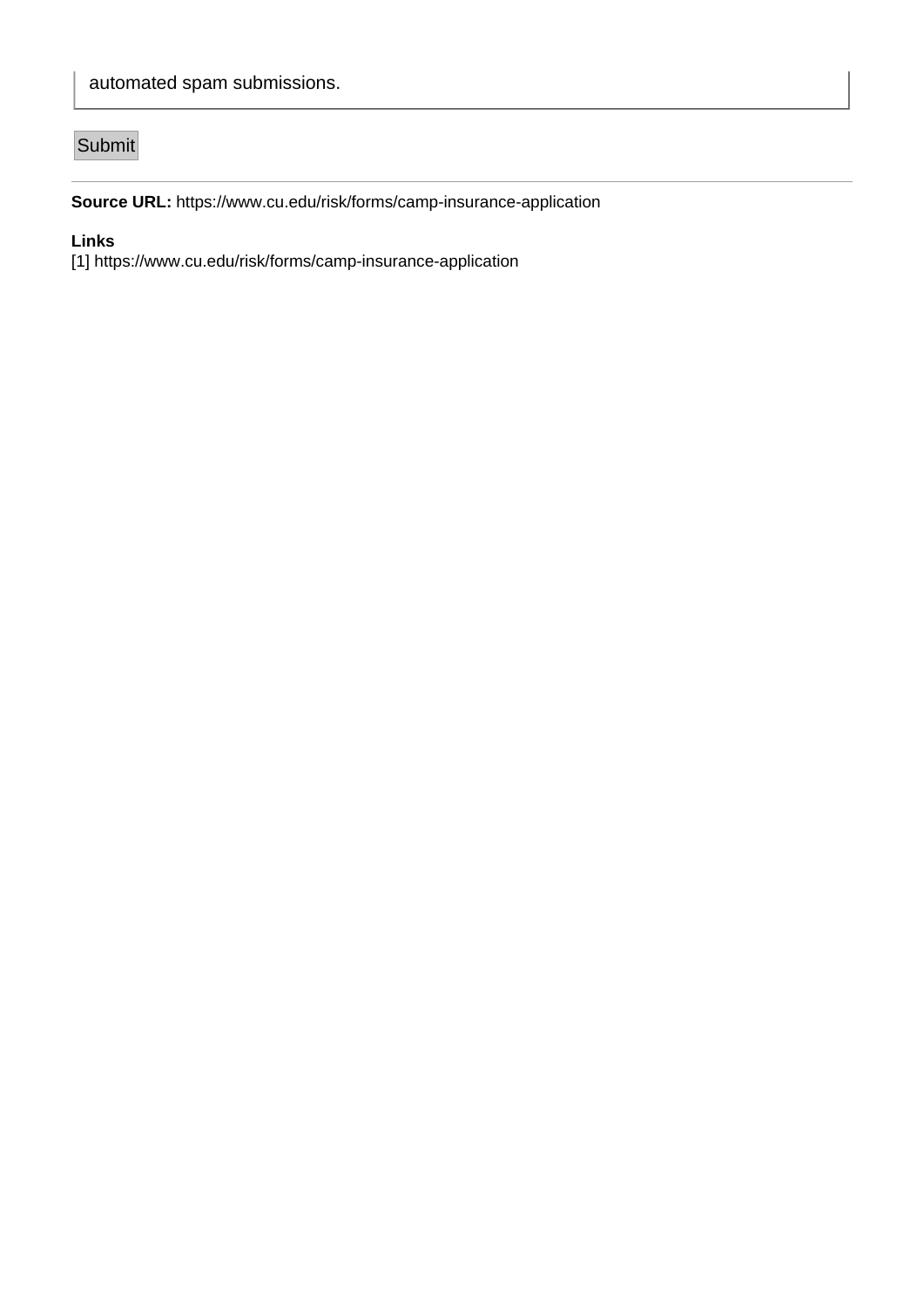automated spam submissions.

Submit

---

**Source URL:** https://www.cu.edu/risk/forms/camp-insurance-application

**Links**
[1] https://www.cu.edu/risk/forms/camp-insurance-application